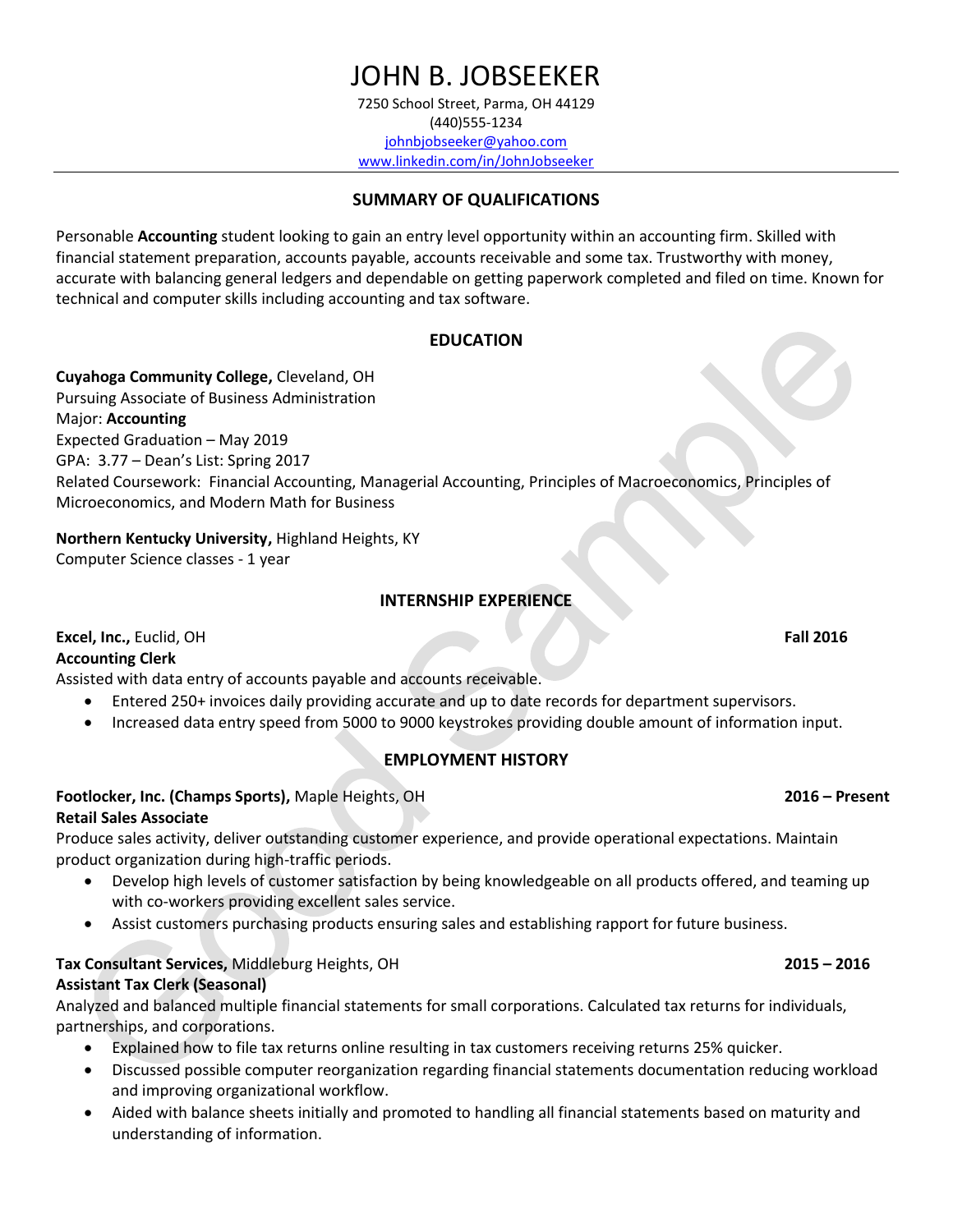# JOHN B. JOBSEEKER

7250 School Street, Parma, OH 44129
(440)555-1234
johnbjobseeker@yahoo.com
www.linkedin.com/in/JohnJobseeker

## SUMMARY OF QUALIFICATIONS

Personable **Accounting** student looking to gain an entry level opportunity within an accounting firm. Skilled with financial statement preparation, accounts payable, accounts receivable and some tax. Trustworthy with money, accurate with balancing general ledgers and dependable on getting paperwork completed and filed on time. Known for technical and computer skills including accounting and tax software.

## EDUCATION

**Cuyahoga Community College,** Cleveland, OH
Pursuing Associate of Business Administration
Major: **Accounting**
Expected Graduation – May 2019
GPA: 3.77 – Dean's List: Spring 2017
Related Coursework: Financial Accounting, Managerial Accounting, Principles of Macroeconomics, Principles of Microeconomics, and Modern Math for Business

**Northern Kentucky University,** Highland Heights, KY
Computer Science classes - 1 year

## INTERNSHIP EXPERIENCE

**Excel, Inc.,** Euclid, OH — **Fall 2016**
**Accounting Clerk**
Assisted with data entry of accounts payable and accounts receivable.

- Entered 250+ invoices daily providing accurate and up to date records for department supervisors.
- Increased data entry speed from 5000 to 9000 keystrokes providing double amount of information input.

## EMPLOYMENT HISTORY

**Footlocker, Inc. (Champs Sports),** Maple Heights, OH — **2016 – Present**
**Retail Sales Associate**
Produce sales activity, deliver outstanding customer experience, and provide operational expectations. Maintain product organization during high-traffic periods.

- Develop high levels of customer satisfaction by being knowledgeable on all products offered, and teaming up with co-workers providing excellent sales service.
- Assist customers purchasing products ensuring sales and establishing rapport for future business.

**Tax Consultant Services,** Middleburg Heights, OH — **2015 – 2016**
**Assistant Tax Clerk (Seasonal)**
Analyzed and balanced multiple financial statements for small corporations. Calculated tax returns for individuals, partnerships, and corporations.

- Explained how to file tax returns online resulting in tax customers receiving returns 25% quicker.
- Discussed possible computer reorganization regarding financial statements documentation reducing workload and improving organizational workflow.
- Aided with balance sheets initially and promoted to handling all financial statements based on maturity and understanding of information.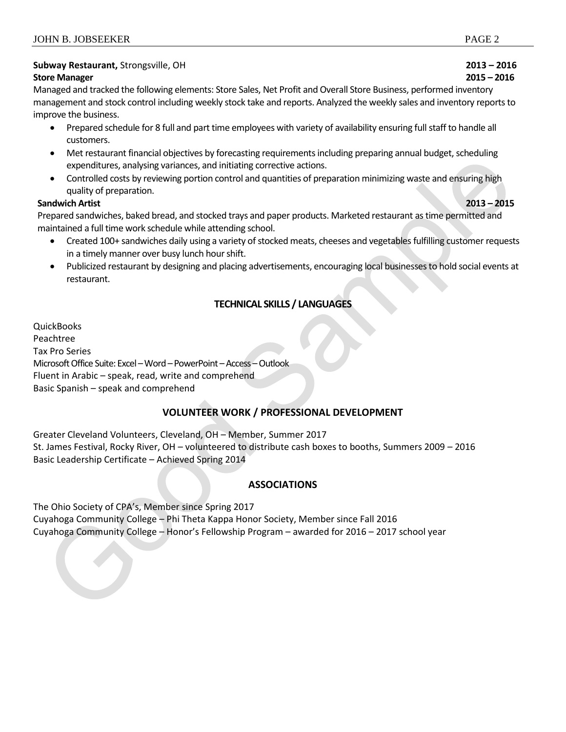**Subway Restaurant,** Strongsville, OH **2013 – 2016**
**Store Manager** **2015 – 2016**
Managed and tracked the following elements: Store Sales, Net Profit and Overall Store Business, performed inventory management and stock control including weekly stock take and reports. Analyzed the weekly sales and inventory reports to improve the business.

- Prepared schedule for 8 full and part time employees with variety of availability ensuring full staff to handle all customers.
- Met restaurant financial objectives by forecasting requirements including preparing annual budget, scheduling expenditures, analysing variances, and initiating corrective actions.
- Controlled costs by reviewing portion control and quantities of preparation minimizing waste and ensuring high quality of preparation.

**Sandwich Artist** **2013 – 2015**
Prepared sandwiches, baked bread, and stocked trays and paper products. Marketed restaurant as time permitted and maintained a full time work schedule while attending school.

- Created 100+ sandwiches daily using a variety of stocked meats, cheeses and vegetables fulfilling customer requests in a timely manner over busy lunch hour shift.
- Publicized restaurant by designing and placing advertisements, encouraging local businesses to hold social events at restaurant.

## TECHNICAL SKILLS / LANGUAGES

QuickBooks
Peachtree
Tax Pro Series
Microsoft Office Suite: Excel – Word – PowerPoint – Access – Outlook
Fluent in Arabic – speak, read, write and comprehend
Basic Spanish – speak and comprehend

## VOLUNTEER WORK / PROFESSIONAL DEVELOPMENT

Greater Cleveland Volunteers, Cleveland, OH – Member, Summer 2017
St. James Festival, Rocky River, OH – volunteered to distribute cash boxes to booths, Summers 2009 – 2016
Basic Leadership Certificate – Achieved Spring 2014

## ASSOCIATIONS

The Ohio Society of CPA's, Member since Spring 2017
Cuyahoga Community College – Phi Theta Kappa Honor Society, Member since Fall 2016
Cuyahoga Community College – Honor's Fellowship Program – awarded for 2016 – 2017 school year